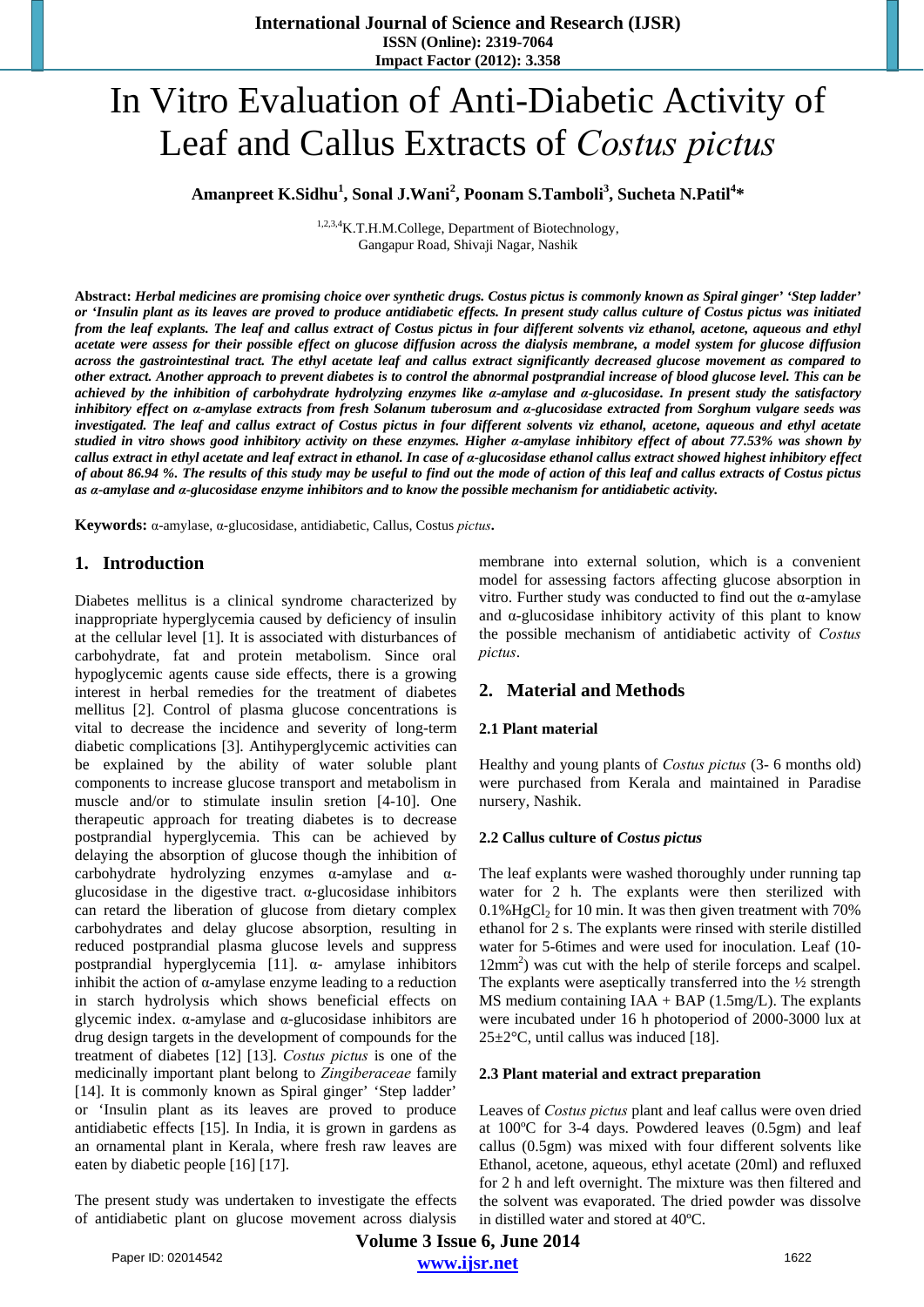# In Vitro Evaluation of Anti-Diabetic Activity of Leaf and Callus Extracts of *Costus pictus*

**Amanpreet K.Sidhu[1], Sonal J.Wani[2], Poonam S.Tamboli[3], Sucheta N.Patil[4]***

[1,2,3,4]K.T.H.M.College, Department of Biotechnology, Gangapur Road, Shivaji Nagar, Nashik

**Abstract:** ***Herbal medicines are promising choice over synthetic drugs. Costus pictus is commonly known as Spiral ginger' 'Step ladder' or 'Insulin plant as its leaves are proved to produce antidiabetic effects. In present study callus culture of Costus pictus was initiated from the leaf explants. The leaf and callus extract of Costus pictus in four different solvents viz ethanol, acetone, aqueous and ethyl acetate were assess for their possible effect on glucose diffusion across the dialysis membrane, a model system for glucose diffusion across the gastrointestinal tract. The ethyl acetate leaf and callus extract significantly decreased glucose movement as compared to other extract. Another approach to prevent diabetes is to control the abnormal postprandial increase of blood glucose level. This can be achieved by the inhibition of carbohydrate hydrolyzing enzymes like α-amylase and α-glucosidase. In present study the satisfactory inhibitory effect on α-amylase extracts from fresh Solanum tuberosum and α-glucosidase extracted from Sorghum vulgare seeds was investigated. The leaf and callus extract of Costus pictus in four different solvents viz ethanol, acetone, aqueous and ethyl acetate studied in vitro shows good inhibitory activity on these enzymes. Higher α-amylase inhibitory effect of about 77.53% was shown by callus extract in ethyl acetate and leaf extract in ethanol. In case of α-glucosidase ethanol callus extract showed highest inhibitory effect of about 86.94 %. The results of this study may be useful to find out the mode of action of this leaf and callus extracts of Costus pictus as α-amylase and α-glucosidase enzyme inhibitors and to know the possible mechanism for antidiabetic activity.***

**Keywords:** α-amylase, α-glucosidase, antidiabetic, Callus, Costus *pictus*.

## 1. Introduction

Diabetes mellitus is a clinical syndrome characterized by inappropriate hyperglycemia caused by deficiency of insulin at the cellular level [1]. It is associated with disturbances of carbohydrate, fat and protein metabolism. Since oral hypoglycemic agents cause side effects, there is a growing interest in herbal remedies for the treatment of diabetes mellitus [2]. Control of plasma glucose concentrations is vital to decrease the incidence and severity of long-term diabetic complications [3]. Antihyperglycemic activities can be explained by the ability of water soluble plant components to increase glucose transport and metabolism in muscle and/or to stimulate insulin sretion [4-10]. One therapeutic approach for treating diabetes is to decrease postprandial hyperglycemia. This can be achieved by delaying the absorption of glucose though the inhibition of carbohydrate hydrolyzing enzymes α-amylase and α-glucosidase in the digestive tract. α-glucosidase inhibitors can retard the liberation of glucose from dietary complex carbohydrates and delay glucose absorption, resulting in reduced postprandial plasma glucose levels and suppress postprandial hyperglycemia [11]. α- amylase inhibitors inhibit the action of α-amylase enzyme leading to a reduction in starch hydrolysis which shows beneficial effects on glycemic index. α-amylase and α-glucosidase inhibitors are drug design targets in the development of compounds for the treatment of diabetes [12] [13]. *Costus pictus* is one of the medicinally important plant belong to *Zingiberaceae* family [14]. It is commonly known as Spiral ginger' 'Step ladder' or 'Insulin plant as its leaves are proved to produce antidiabetic effects [15]. In India, it is grown in gardens as an ornamental plant in Kerala, where fresh raw leaves are eaten by diabetic people [16] [17].

The present study was undertaken to investigate the effects of antidiabetic plant on glucose movement across dialysis membrane into external solution, which is a convenient model for assessing factors affecting glucose absorption in vitro. Further study was conducted to find out the α-amylase and α-glucosidase inhibitory activity of this plant to know the possible mechanism of antidiabetic activity of *Costus pictus*.

## 2. Material and Methods

### 2.1 Plant material

Healthy and young plants of *Costus pictus* (3- 6 months old) were purchased from Kerala and maintained in Paradise nursery, Nashik.

### 2.2 Callus culture of *Costus pictus*

The leaf explants were washed thoroughly under running tap water for 2 h. The explants were then sterilized with 0.1%$HgCl_2$ for 10 min. It was then given treatment with 70% ethanol for 2 s. The explants were rinsed with sterile distilled water for 5-6times and were used for inoculation. Leaf (10-12$mm^2$) was cut with the help of sterile forceps and scalpel. The explants were aseptically transferred into the ½ strength MS medium containing IAA + BAP (1.5mg/L). The explants were incubated under 16 h photoperiod of 2000-3000 lux at 25±2°C, until callus was induced [18].

### 2.3 Plant material and extract preparation

Leaves of *Costus pictus* plant and leaf callus were oven dried at 100ºC for 3-4 days. Powdered leaves (0.5gm) and leaf callus (0.5gm) was mixed with four different solvents like Ethanol, acetone, aqueous, ethyl acetate (20ml) and refluxed for 2 h and left overnight. The mixture was then filtered and the solvent was evaporated. The dried powder was dissolve in distilled water and stored at 40ºC.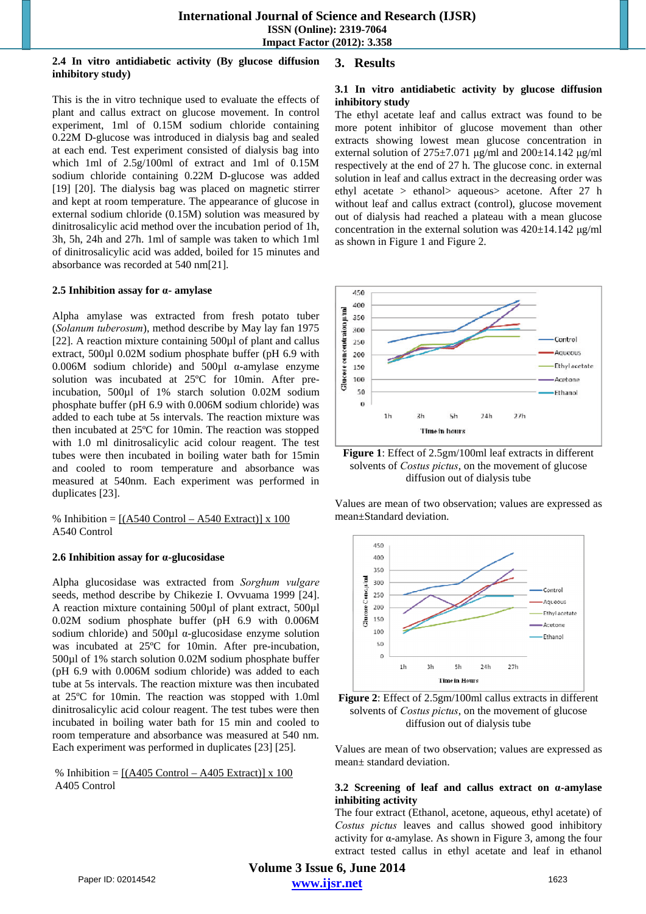### 2.4 In vitro antidiabetic activity (By glucose diffusion inhibitory study)

This is the in vitro technique used to evaluate the effects of plant and callus extract on glucose movement. In control experiment, 1ml of 0.15M sodium chloride containing 0.22M D-glucose was introduced in dialysis bag and sealed at each end. Test experiment consisted of dialysis bag into which 1ml of 2.5g/100ml of extract and 1ml of 0.15M sodium chloride containing 0.22M D-glucose was added [19] [20]. The dialysis bag was placed on magnetic stirrer and kept at room temperature. The appearance of glucose in external sodium chloride (0.15M) solution was measured by dinitrosalicylic acid method over the incubation period of 1h, 3h, 5h, 24h and 27h. 1ml of sample was taken to which 1ml of dinitrosalicylic acid was added, boiled for 15 minutes and absorbance was recorded at 540 nm[21].

### 2.5 Inhibition assay for α- amylase

Alpha amylase was extracted from fresh potato tuber (*Solanum tuberosum*), method describe by May lay fan 1975 [22]. A reaction mixture containing 500µl of plant and callus extract, 500µl 0.02M sodium phosphate buffer (pH 6.9 with 0.006M sodium chloride) and 500µl α-amylase enzyme solution was incubated at 25ºC for 10min. After pre-incubation, 500µl of 1% starch solution 0.02M sodium phosphate buffer (pH 6.9 with 0.006M sodium chloride) was added to each tube at 5s intervals. The reaction mixture was then incubated at 25ºC for 10min. The reaction was stopped with 1.0 ml dinitrosalicylic acid colour reagent. The test tubes were then incubated in boiling water bath for 15min and cooled to room temperature and absorbance was measured at 540nm. Each experiment was performed in duplicates [23].

$$\% \text{ Inhibition} = \frac{(\text{A540 Control} - \text{A540 Extract})}{\text{A540 Control}} \times 100$$

### 2.6 Inhibition assay for α-glucosidase

Alpha glucosidase was extracted from *Sorghum vulgare* seeds, method describe by Chikezie I. Ovvuama 1999 [24]. A reaction mixture containing 500µl of plant extract, 500µl 0.02M sodium phosphate buffer (pH 6.9 with 0.006M sodium chloride) and 500µl α-glucosidase enzyme solution was incubated at 25ºC for 10min. After pre-incubation, 500µl of 1% starch solution 0.02M sodium phosphate buffer (pH 6.9 with 0.006M sodium chloride) was added to each tube at 5s intervals. The reaction mixture was then incubated at 25ºC for 10min. The reaction was stopped with 1.0ml dinitrosalicylic acid colour reagent. The test tubes were then incubated in boiling water bath for 15 min and cooled to room temperature and absorbance was measured at 540 nm. Each experiment was performed in duplicates [23] [25].

$$\% \text{ Inhibition} = \frac{(\text{A405 Control} - \text{A405 Extract})}{\text{A405 Control}} \times 100$$

## 3. Results

### 3.1 In vitro antidiabetic activity by glucose diffusion inhibitory study

The ethyl acetate leaf and callus extract was found to be more potent inhibitor of glucose movement than other extracts showing lowest mean glucose concentration in external solution of 275±7.071 µg/ml and 200±14.142 µg/ml respectively at the end of 27 h. The glucose conc. in external solution in leaf and callus extract in the decreasing order was ethyl acetate > ethanol> aqueous> acetone. After 27 h without leaf and callus extract (control), glucose movement out of dialysis had reached a plateau with a mean glucose concentration in the external solution was 420±14.142 µg/ml as shown in Figure 1 and Figure 2.

**Figure 1**: Effect of 2.5gm/100ml leaf extracts in different solvents of *Costus pictus*, on the movement of glucose diffusion out of dialysis tube

Values are mean of two observation; values are expressed as mean±Standard deviation.

**Figure 2**: Effect of 2.5gm/100ml callus extracts in different solvents of *Costus pictus*, on the movement of glucose diffusion out of dialysis tube

Values are mean of two observation; values are expressed as mean± standard deviation.

### 3.2 Screening of leaf and callus extract on α-amylase inhibiting activity

The four extract (Ethanol, acetone, aqueous, ethyl acetate) of *Costus pictus* leaves and callus showed good inhibitory activity for α-amylase. As shown in Figure 3, among the four extract tested callus in ethyl acetate and leaf in ethanol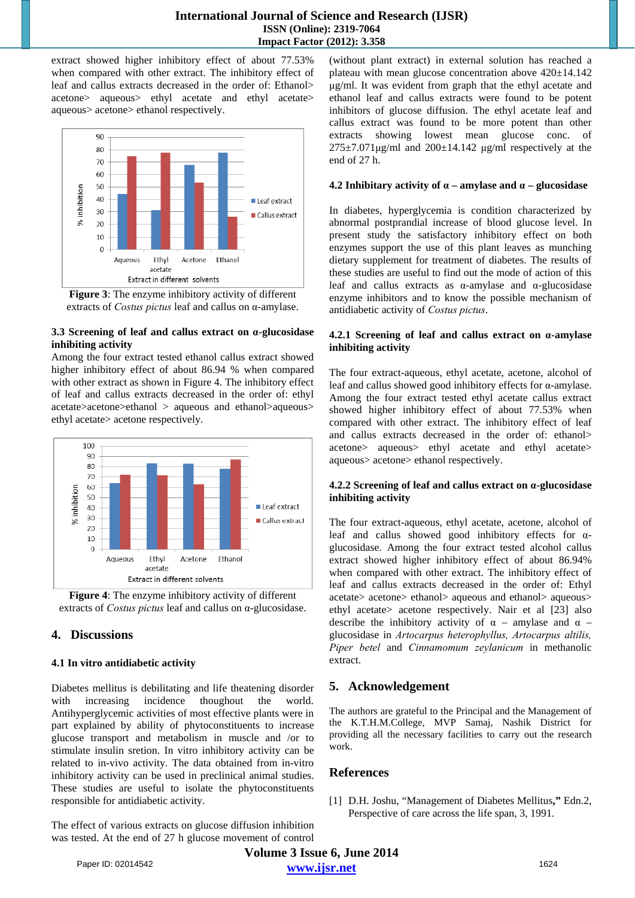extract showed higher inhibitory effect of about 77.53% when compared with other extract. The inhibitory effect of leaf and callus extracts decreased in the order of: Ethanol> acetone> aqueous> ethyl acetate and ethyl acetate> aqueous> acetone> ethanol respectively.

**Figure 3**: The enzyme inhibitory activity of different extracts of *Costus pictus* leaf and callus on α-amylase.

### 3.3 Screening of leaf and callus extract on α-glucosidase inhibiting activity

Among the four extract tested ethanol callus extract showed higher inhibitory effect of about 86.94 % when compared with other extract as shown in Figure 4. The inhibitory effect of leaf and callus extracts decreased in the order of: ethyl acetate>acetone>ethanol > aqueous and ethanol>aqueous> ethyl acetate> acetone respectively.

**Figure 4**: The enzyme inhibitory activity of different extracts of *Costus pictus* leaf and callus on α-glucosidase.

## 4. Discussions

### 4.1 In vitro antidiabetic activity

Diabetes mellitus is debilitating and life theatening disorder with increasing incidence thoughout the world. Antihyperglycemic activities of most effective plants were in part explained by ability of phytoconstituents to increase glucose transport and metabolism in muscle and /or to stimulate insulin sretion. In vitro inhibitory activity can be related to in-vivo activity. The data obtained from in-vitro inhibitory activity can be used in preclinical animal studies. These studies are useful to isolate the phytoconstituents responsible for antidiabetic activity.

The effect of various extracts on glucose diffusion inhibition was tested. At the end of 27 h glucose movement of control (without plant extract) in external solution has reached a plateau with mean glucose concentration above 420±14.142 µg/ml. It was evident from graph that the ethyl acetate and ethanol leaf and callus extracts were found to be potent inhibitors of glucose diffusion. The ethyl acetate leaf and callus extract was found to be more potent than other extracts showing lowest mean glucose conc. of 275±7.071µg/ml and 200±14.142 µg/ml respectively at the end of 27 h.

### 4.2 Inhibitary activity of α – amylase and α – glucosidase

In diabetes, hyperglycemia is condition characterized by abnormal postprandial increase of blood glucose level. In present study the satisfactory inhibitory effect on both enzymes support the use of this plant leaves as munching dietary supplement for treatment of diabetes. The results of these studies are useful to find out the mode of action of this leaf and callus extracts as α-amylase and α-glucosidase enzyme inhibitors and to know the possible mechanism of antidiabetic activity of *Costus pictus*.

#### 4.2.1 Screening of leaf and callus extract on α-amylase inhibiting activity

The four extract-aqueous, ethyl acetate, acetone, alcohol of leaf and callus showed good inhibitory effects for α-amylase. Among the four extract tested ethyl acetate callus extract showed higher inhibitory effect of about 77.53% when compared with other extract. The inhibitory effect of leaf and callus extracts decreased in the order of: ethanol> acetone> aqueous> ethyl acetate and ethyl acetate> aqueous> acetone> ethanol respectively.

#### 4.2.2 Screening of leaf and callus extract on α-glucosidase inhibiting activity

The four extract-aqueous, ethyl acetate, acetone, alcohol of leaf and callus showed good inhibitory effects for α-glucosidase. Among the four extract tested alcohol callus extract showed higher inhibitory effect of about 86.94% when compared with other extract. The inhibitory effect of leaf and callus extracts decreased in the order of: Ethyl acetate> acetone> ethanol> aqueous and ethanol> aqueous> ethyl acetate> acetone respectively. Nair et al [23] also describe the inhibitory activity of α – amylase and α – glucosidase in *Artocarpus heterophyllus, Artocarpus altilis, Piper betel* and *Cinnamomum zeylanicum* in methanolic extract.

## 5. Acknowledgement

The authors are grateful to the Principal and the Management of the K.T.H.M.College, MVP Samaj, Nashik District for providing all the necessary facilities to carry out the research work.

## References

[1] D.H. Joshu, "Management of Diabetes Mellitus**,"** Edn.2, Perspective of care across the life span, 3, 1991.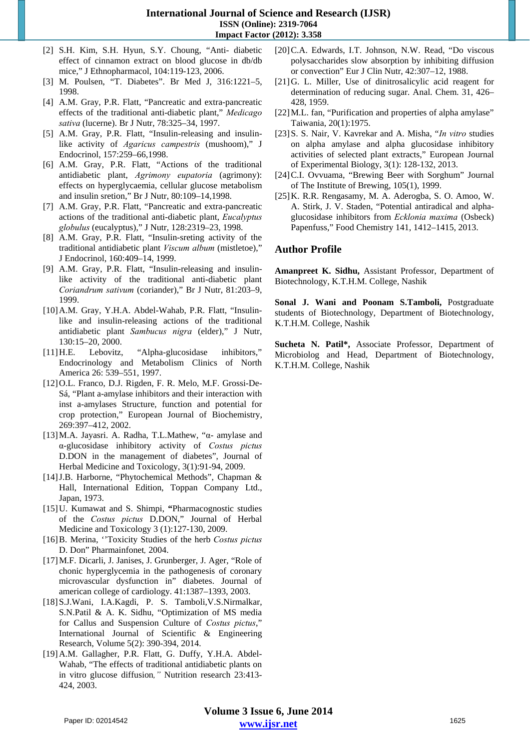[2] S.H. Kim, S.H. Hyun, S.Y. Choung, "Anti- diabetic effect of cinnamon extract on blood glucose in db/db mice," J Ethnopharmacol, 104:119-123, 2006.

[3] M. Poulsen, "T. Diabetes". Br Med J, 316:1221–5, 1998.

[4] A.M. Gray, P.R. Flatt, "Pancreatic and extra-pancreatic effects of the traditional anti-diabetic plant," *Medicago sativa* (lucerne). Br J Nutr, 78:325–34, 1997.

[5] A.M. Gray, P.R. Flatt, "Insulin-releasing and insulin-like activity of *Agaricus campestris* (mushoom)," J Endocrinol, 157:259–66,1998.

[6] A.M. Gray, P.R. Flatt, "Actions of the traditional antidiabetic plant, *Agrimony eupatoria* (agrimony): effects on hyperglycaemia, cellular glucose metabolism and insulin sretion," Br J Nutr, 80:109–14,1998.

[7] A.M. Gray, P.R. Flatt, "Pancreatic and extra-pancreatic actions of the traditional anti-diabetic plant, *Eucalyptus globulus* (eucalyptus)," J Nutr, 128:2319–23, 1998.

[8] A.M. Gray, P.R. Flatt, "Insulin-sreting activity of the traditional antidiabetic plant *Viscum album* (mistletoe)," J Endocrinol, 160:409–14, 1999.

[9] A.M. Gray, P.R. Flatt, "Insulin-releasing and insulin-like activity of the traditional anti-diabetic plant *Coriandrum sativum* (coriander)," Br J Nutr, 81:203–9, 1999.

[10] A.M. Gray, Y.H.A. Abdel-Wahab, P.R. Flatt, "Insulin-like and insulin-releasing actions of the traditional antidiabetic plant *Sambucus nigra* (elder)," J Nutr, 130:15–20, 2000.

[11] H.E. Lebovitz, "Alpha-glucosidase inhibitors," Endocrinology and Metabolism Clinics of North America 26: 539–551, 1997.

[12] O.L. Franco, D.J. Rigden, F. R. Melo, M.F. Grossi-De-Sá, "Plant a-amylase inhibitors and their interaction with inst a-amylases Structure, function and potential for crop protection," European Journal of Biochemistry, 269:397–412, 2002.

[13] M.A. Jayasri. A. Radha, T.L.Mathew, "α- amylase and α-glucosidase inhibitory activity of *Costus pictus* D.DON in the management of diabetes", Journal of Herbal Medicine and Toxicology, 3(1):91-94, 2009.

[14] J.B. Harborne, "Phytochemical Methods", Chapman & Hall, International Edition, Toppan Company Ltd., Japan, 1973.

[15] U. Kumawat and S. Shimpi, "Pharmacognostic studies of the *Costus pictus* D.DON," Journal of Herbal Medicine and Toxicology 3 (1):127-130, 2009.

[16] B. Merina, ''Toxicity Studies of the herb *Costus pictus* D. Don" Pharmainfonet, 2004.

[17] M.F. Dicarli, J. Janises, J. Grunberger, J. Ager, "Role of chonic hyperglycemia in the pathogenesis of coronary microvascular dysfunction in" diabetes. Journal of american college of cardiology. 41:1387–1393, 2003.

[18] S.J.Wani, I.A.Kagdi, P. S. Tamboli,V.S.Nirmalkar, S.N.Patil & A. K. Sidhu, "Optimization of MS media for Callus and Suspension Culture of *Costus pictus*," International Journal of Scientific & Engineering Research, Volume 5(2): 390-394, 2014.

[19] A.M. Gallagher, P.R. Flatt, G. Duffy, Y.H.A. Abdel-Wahab, "The effects of traditional antidiabetic plants on in vitro glucose diffusion*,"* Nutrition research 23:413-424, 2003.

[20] C.A. Edwards, I.T. Johnson, N.W. Read, "Do viscous polysaccharides slow absorption by inhibiting diffusion or convection" Eur J Clin Nutr, 42:307–12, 1988.

[21] G. L. Miller, Use of dinitrosalicylic acid reagent for determination of reducing sugar. Anal. Chem. 31, 426–428, 1959.

[22] M.L. fan, "Purification and properties of alpha amylase" Taiwania, 20(1):1975.

[23] S. S. Nair, V. Kavrekar and A. Misha, "*In vitro* studies on alpha amylase and alpha glucosidase inhibitory activities of selected plant extracts," European Journal of Experimental Biology, 3(1): 128-132, 2013.

[24] C.I. Ovvuama, "Brewing Beer with Sorghum" Journal of The Institute of Brewing, 105(1), 1999.

[25] K. R.R. Rengasamy, M. A. Aderogba, S. O. Amoo, W. A. Stirk, J. V. Staden, "Potential antiradical and alpha-glucosidase inhibitors from *Ecklonia maxima* (Osbeck) Papenfuss," Food Chemistry 141, 1412–1415, 2013.

## Author Profile

**Amanpreet K. Sidhu,** Assistant Professor, Department of Biotechnology, K.T.H.M. College, Nashik

**Sonal J. Wani and Poonam S.Tamboli,** Postgraduate students of Biotechnology, Department of Biotechnology, K.T.H.M. College, Nashik

**Sucheta N. Patil\*,** Associate Professor, Department of Microbiolog and Head, Department of Biotechnology, K.T.H.M. College, Nashik